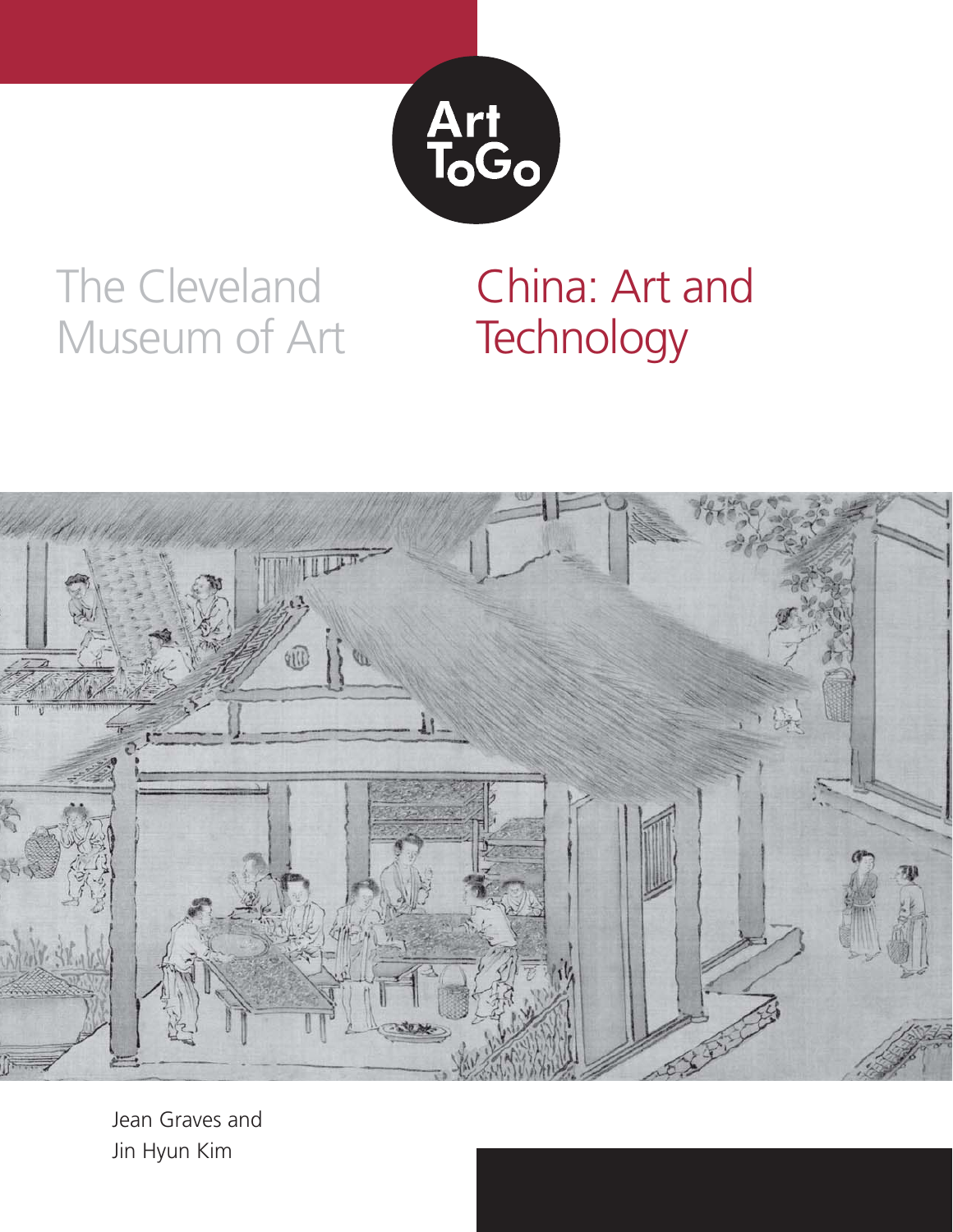Art ToGo

The Cleveland Museum of Art

# China: Art and Technology

Jean Graves and Jin Hyun Kim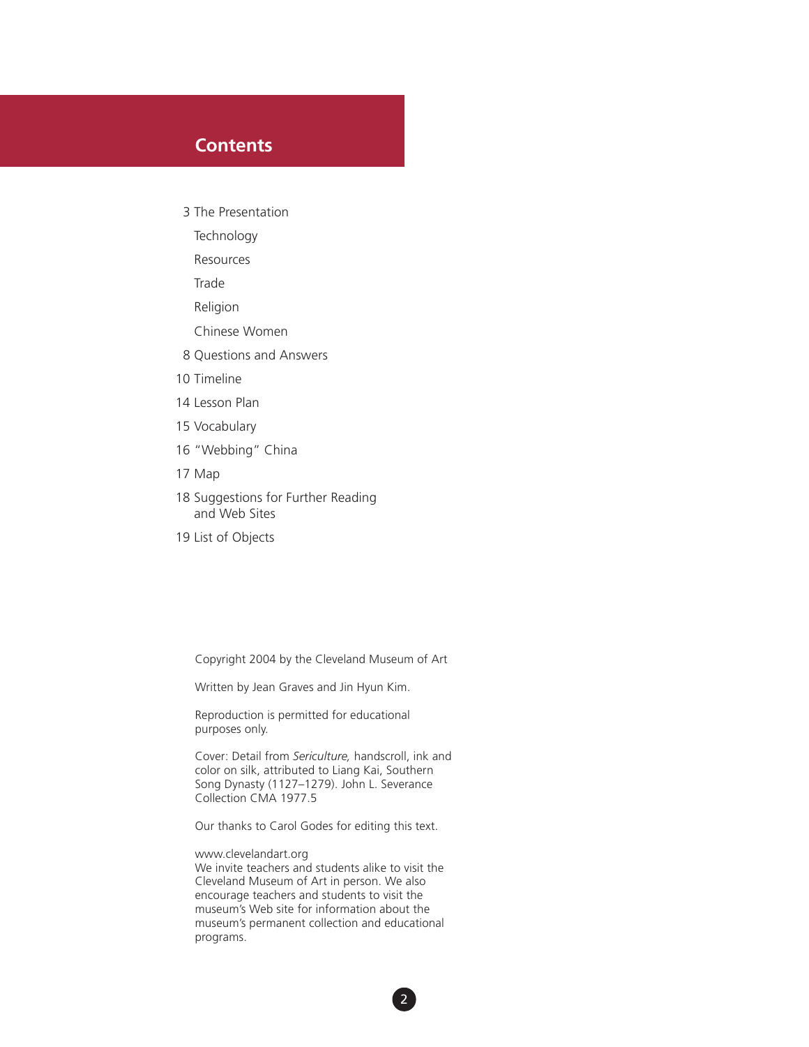## Contents

3 The Presentation

- Technology
- Resources
- Trade
- Religion
- Chinese Women

8 Questions and Answers

10 Timeline

14 Lesson Plan

15 Vocabulary

16 "Webbing" China

17 Map

18 Suggestions for Further Reading and Web Sites

19 List of Objects

Copyright 2004 by the Cleveland Museum of Art

Written by Jean Graves and Jin Hyun Kim.

Reproduction is permitted for educational purposes only.

Cover: Detail from *Sericulture,* handscroll, ink and color on silk, attributed to Liang Kai, Southern Song Dynasty (1127–1279). John L. Severance Collection CMA 1977.5

Our thanks to Carol Godes for editing this text.

www.clevelandart.org
We invite teachers and students alike to visit the Cleveland Museum of Art in person. We also encourage teachers and students to visit the museum's Web site for information about the museum's permanent collection and educational programs.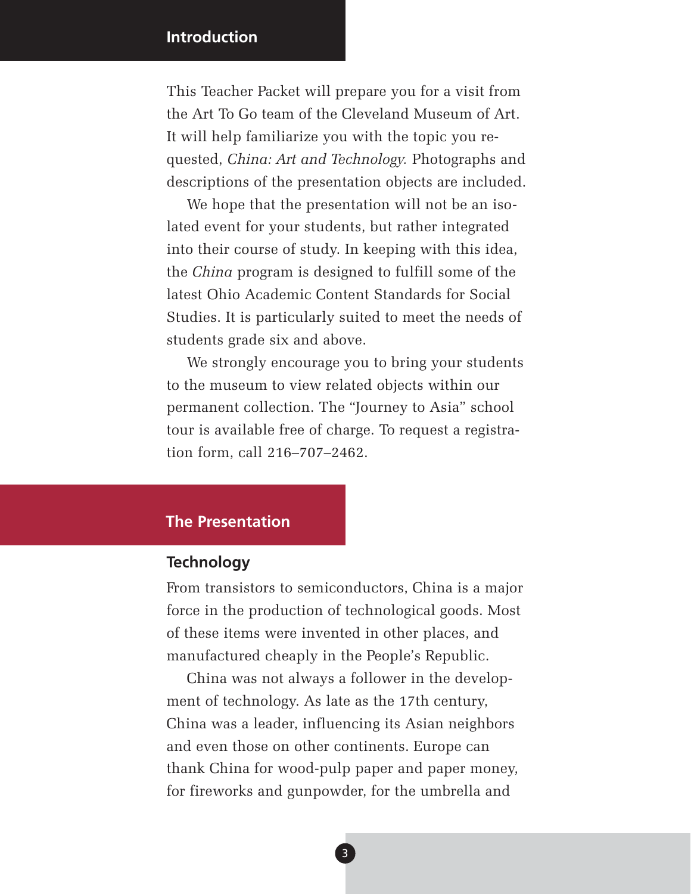## Introduction

This Teacher Packet will prepare you for a visit from the Art To Go team of the Cleveland Museum of Art. It will help familiarize you with the topic you requested, *China: Art and Technology*. Photographs and descriptions of the presentation objects are included.

We hope that the presentation will not be an isolated event for your students, but rather integrated into their course of study. In keeping with this idea, the *China* program is designed to fulfill some of the latest Ohio Academic Content Standards for Social Studies. It is particularly suited to meet the needs of students grade six and above.

We strongly encourage you to bring your students to the museum to view related objects within our permanent collection. The "Journey to Asia" school tour is available free of charge. To request a registration form, call 216–707–2462.

## The Presentation

### Technology

From transistors to semiconductors, China is a major force in the production of technological goods. Most of these items were invented in other places, and manufactured cheaply in the People's Republic.

China was not always a follower in the development of technology. As late as the 17th century, China was a leader, influencing its Asian neighbors and even those on other continents. Europe can thank China for wood-pulp paper and paper money, for fireworks and gunpowder, for the umbrella and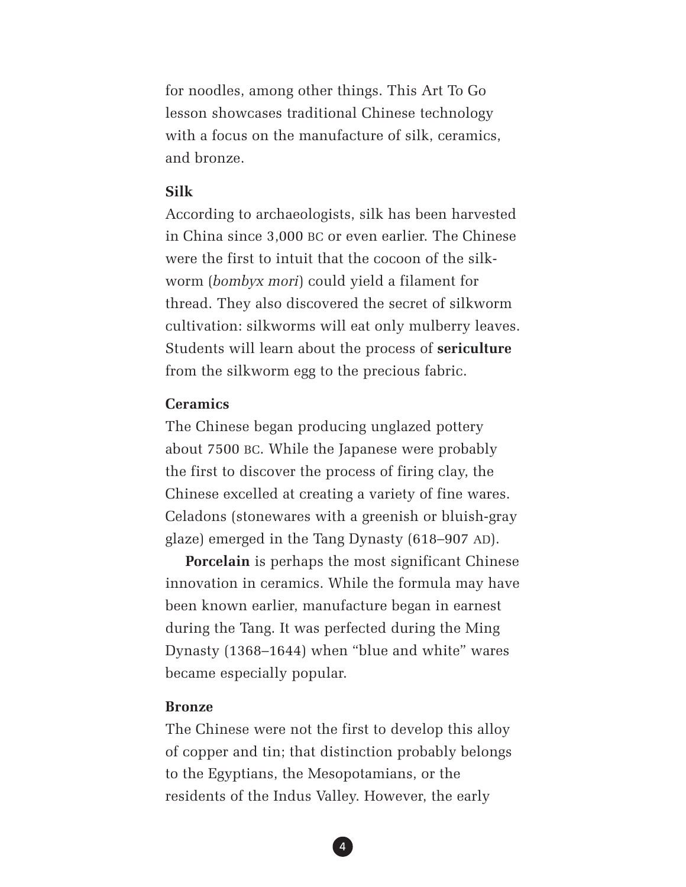for noodles, among other things. This Art To Go lesson showcases traditional Chinese technology with a focus on the manufacture of silk, ceramics, and bronze.

### Silk

According to archaeologists, silk has been harvested in China since 3,000 BC or even earlier. The Chinese were the first to intuit that the cocoon of the silkworm (*bombyx mori*) could yield a filament for thread. They also discovered the secret of silkworm cultivation: silkworms will eat only mulberry leaves. Students will learn about the process of **sericulture** from the silkworm egg to the precious fabric.

### Ceramics

The Chinese began producing unglazed pottery about 7500 BC. While the Japanese were probably the first to discover the process of firing clay, the Chinese excelled at creating a variety of fine wares. Celadons (stonewares with a greenish or bluish-gray glaze) emerged in the Tang Dynasty (618–907 AD).

**Porcelain** is perhaps the most significant Chinese innovation in ceramics. While the formula may have been known earlier, manufacture began in earnest during the Tang. It was perfected during the Ming Dynasty (1368–1644) when "blue and white" wares became especially popular.

### Bronze

The Chinese were not the first to develop this alloy of copper and tin; that distinction probably belongs to the Egyptians, the Mesopotamians, or the residents of the Indus Valley. However, the early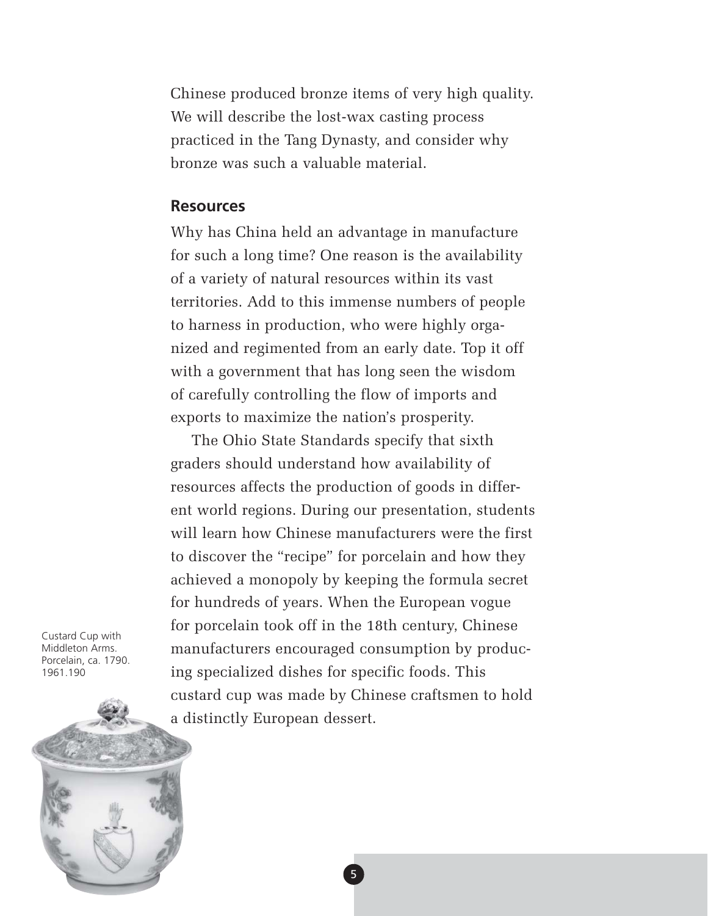Chinese produced bronze items of very high quality. We will describe the lost-wax casting process practiced in the Tang Dynasty, and consider why bronze was such a valuable material.

## Resources

Why has China held an advantage in manufacture for such a long time? One reason is the availability of a variety of natural resources within its vast territories. Add to this immense numbers of people to harness in production, who were highly organized and regimented from an early date. Top it off with a government that has long seen the wisdom of carefully controlling the flow of imports and exports to maximize the nation's prosperity.

The Ohio State Standards specify that sixth graders should understand how availability of resources affects the production of goods in different world regions. During our presentation, students will learn how Chinese manufacturers were the first to discover the "recipe" for porcelain and how they achieved a monopoly by keeping the formula secret for hundreds of years. When the European vogue for porcelain took off in the 18th century, Chinese manufacturers encouraged consumption by producing specialized dishes for specific foods. This custard cup was made by Chinese craftsmen to hold a distinctly European dessert.

Custard Cup with Middleton Arms. Porcelain, ca. 1790. 1961.190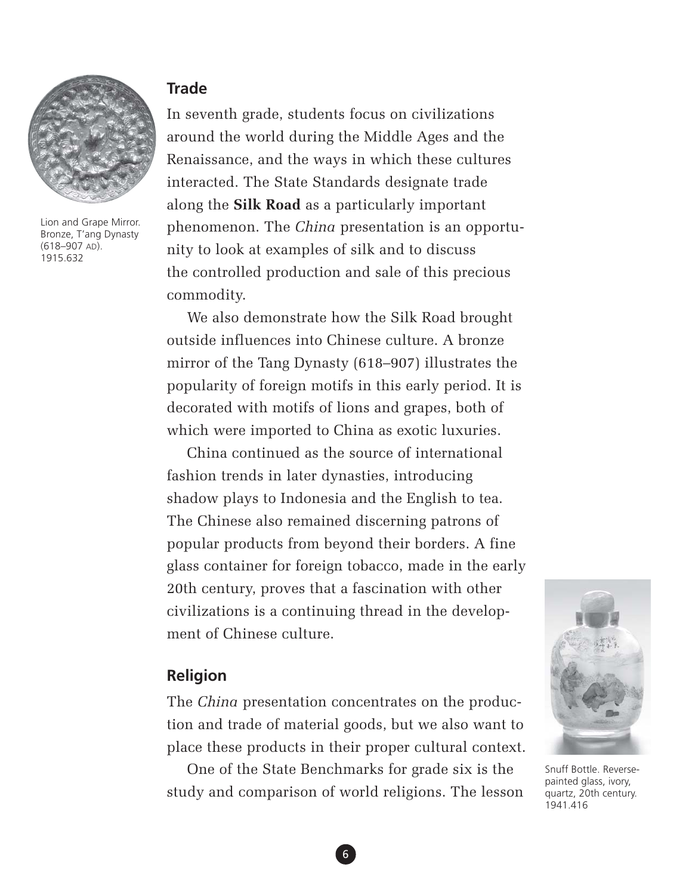Lion and Grape Mirror. Bronze, T'ang Dynasty (618–907 AD). 1915.632

## Trade

In seventh grade, students focus on civilizations around the world during the Middle Ages and the Renaissance, and the ways in which these cultures interacted. The State Standards designate trade along the **Silk Road** as a particularly important phenomenon. The *China* presentation is an opportunity to look at examples of silk and to discuss the controlled production and sale of this precious commodity.

We also demonstrate how the Silk Road brought outside influences into Chinese culture. A bronze mirror of the Tang Dynasty (618–907) illustrates the popularity of foreign motifs in this early period. It is decorated with motifs of lions and grapes, both of which were imported to China as exotic luxuries.

China continued as the source of international fashion trends in later dynasties, introducing shadow plays to Indonesia and the English to tea. The Chinese also remained discerning patrons of popular products from beyond their borders. A fine glass container for foreign tobacco, made in the early 20th century, proves that a fascination with other civilizations is a continuing thread in the development of Chinese culture.

Snuff Bottle. Reverse-painted glass, ivory, quartz, 20th century. 1941.416

## Religion

The *China* presentation concentrates on the production and trade of material goods, but we also want to place these products in their proper cultural context.

One of the State Benchmarks for grade six is the study and comparison of world religions. The lesson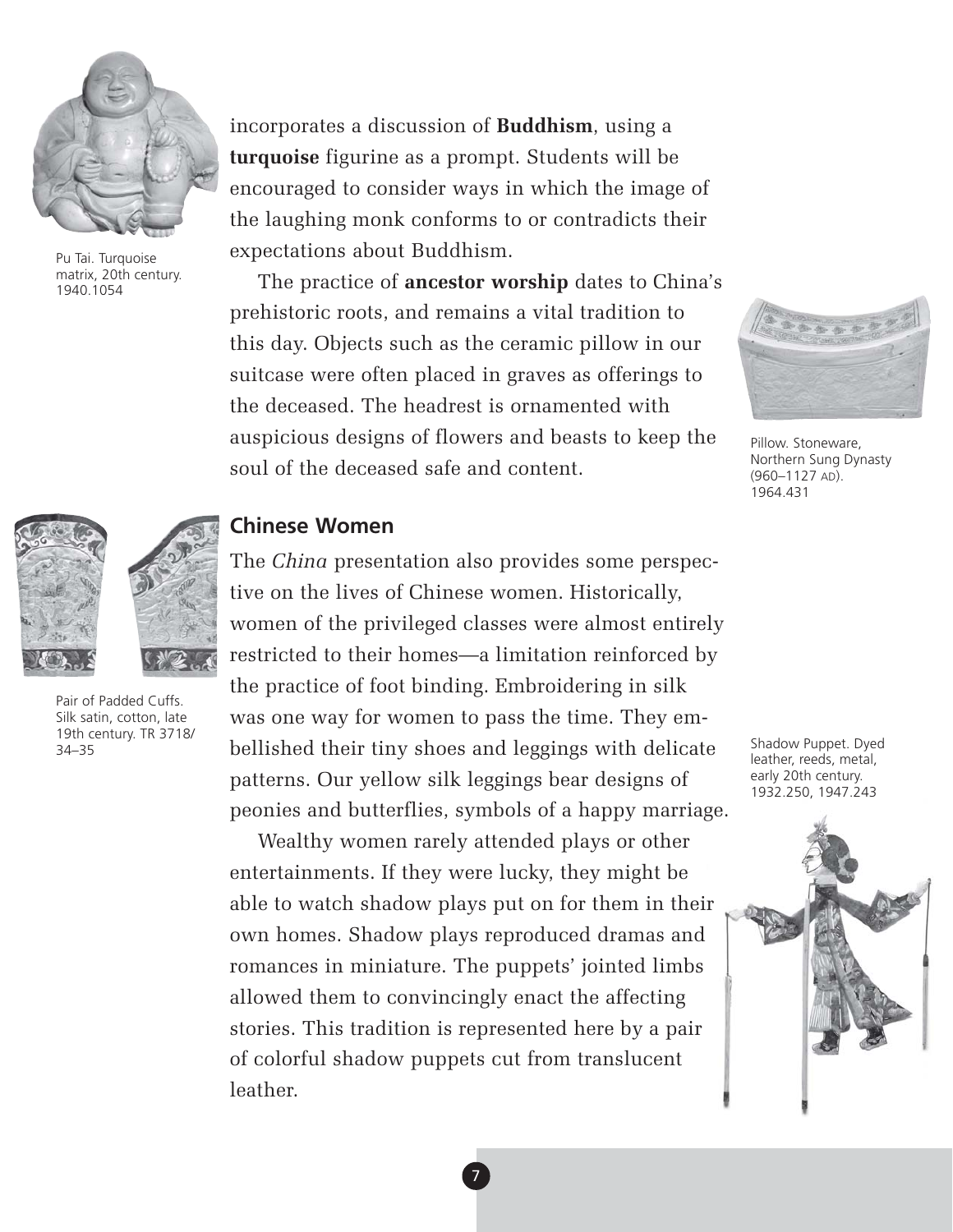incorporates a discussion of **Buddhism**, using a **turquoise** figurine as a prompt. Students will be encouraged to consider ways in which the image of the laughing monk conforms to or contradicts their expectations about Buddhism.

Pu Tai. Turquoise matrix, 20th century. 1940.1054

The practice of **ancestor worship** dates to China's prehistoric roots, and remains a vital tradition to this day. Objects such as the ceramic pillow in our suitcase were often placed in graves as offerings to the deceased. The headrest is ornamented with auspicious designs of flowers and beasts to keep the soul of the deceased safe and content.

Pillow. Stoneware, Northern Sung Dynasty (960–1127 AD). 1964.431

## Chinese Women

The *China* presentation also provides some perspective on the lives of Chinese women. Historically, women of the privileged classes were almost entirely restricted to their homes—a limitation reinforced by the practice of foot binding. Embroidering in silk was one way for women to pass the time. They embellished their tiny shoes and leggings with delicate patterns. Our yellow silk leggings bear designs of peonies and butterflies, symbols of a happy marriage.

Pair of Padded Cuffs. Silk satin, cotton, late 19th century. TR 3718/34–35

Wealthy women rarely attended plays or other entertainments. If they were lucky, they might be able to watch shadow plays put on for them in their own homes. Shadow plays reproduced dramas and romances in miniature. The puppets' jointed limbs allowed them to convincingly enact the affecting stories. This tradition is represented here by a pair of colorful shadow puppets cut from translucent leather.

Shadow Puppet. Dyed leather, reeds, metal, early 20th century. 1932.250, 1947.243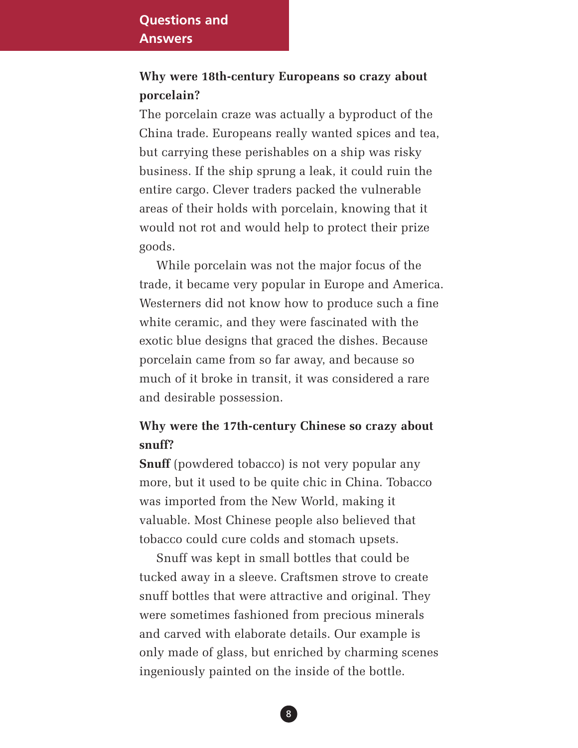## Questions and Answers

**Why were 18th-century Europeans so crazy about porcelain?**

The porcelain craze was actually a byproduct of the China trade. Europeans really wanted spices and tea, but carrying these perishables on a ship was risky business. If the ship sprung a leak, it could ruin the entire cargo. Clever traders packed the vulnerable areas of their holds with porcelain, knowing that it would not rot and would help to protect their prize goods.

While porcelain was not the major focus of the trade, it became very popular in Europe and America. Westerners did not know how to produce such a fine white ceramic, and they were fascinated with the exotic blue designs that graced the dishes. Because porcelain came from so far away, and because so much of it broke in transit, it was considered a rare and desirable possession.

**Why were the 17th-century Chinese so crazy about snuff?**

**Snuff** (powdered tobacco) is not very popular any more, but it used to be quite chic in China. Tobacco was imported from the New World, making it valuable. Most Chinese people also believed that tobacco could cure colds and stomach upsets.

Snuff was kept in small bottles that could be tucked away in a sleeve. Craftsmen strove to create snuff bottles that were attractive and original. They were sometimes fashioned from precious minerals and carved with elaborate details. Our example is only made of glass, but enriched by charming scenes ingeniously painted on the inside of the bottle.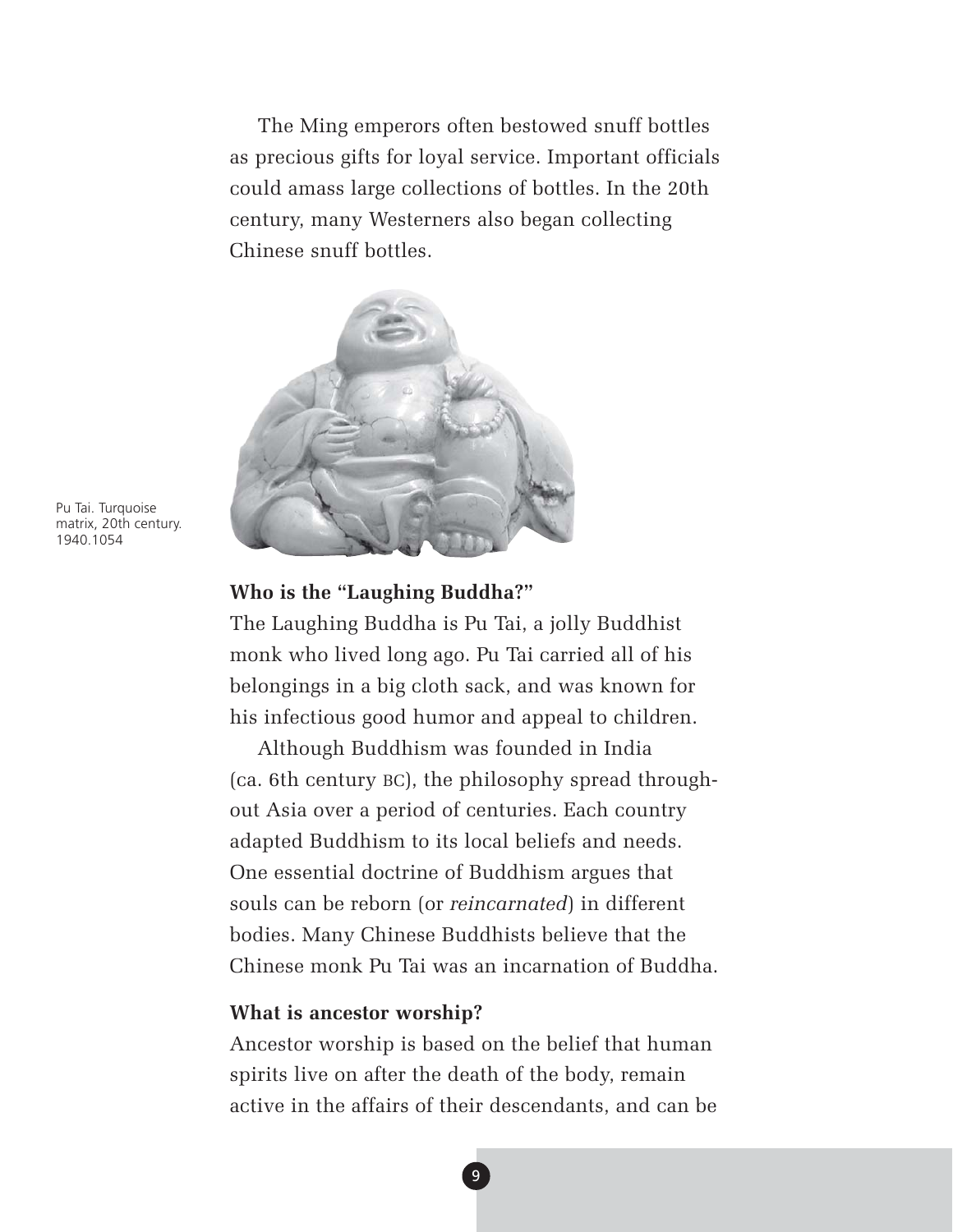The Ming emperors often bestowed snuff bottles as precious gifts for loyal service. Important officials could amass large collections of bottles. In the 20th century, many Westerners also began collecting Chinese snuff bottles.

Pu Tai. Turquoise matrix, 20th century. 1940.1054

### Who is the "Laughing Buddha?"

The Laughing Buddha is Pu Tai, a jolly Buddhist monk who lived long ago. Pu Tai carried all of his belongings in a big cloth sack, and was known for his infectious good humor and appeal to children.

Although Buddhism was founded in India (ca. 6th century BC), the philosophy spread throughout Asia over a period of centuries. Each country adapted Buddhism to its local beliefs and needs. One essential doctrine of Buddhism argues that souls can be reborn (or *reincarnated*) in different bodies. Many Chinese Buddhists believe that the Chinese monk Pu Tai was an incarnation of Buddha.

### What is ancestor worship?

Ancestor worship is based on the belief that human spirits live on after the death of the body, remain active in the affairs of their descendants, and can be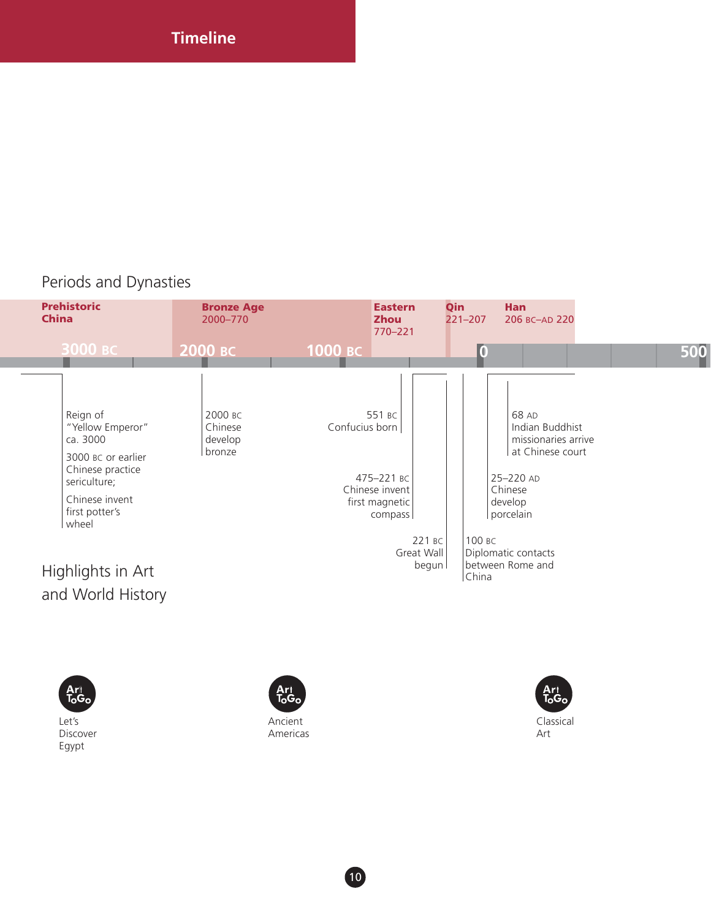# Timeline

## Periods and Dynasties

- **Prehistoric China**
- **Bronze Age** 2000–770
- **Eastern Zhou** 770–221
- **Qin** 221–207
- **Han** 206 BC–AD 220

3000 BC | 2000 BC | 1000 BC | 0 | 500

## Highlights in Art and World History

- Reign of "Yellow Emperor" ca. 3000
- 3000 BC or earlier Chinese practice sericulture;
- Chinese invent first potter's wheel
- 2000 BC Chinese develop bronze
- 551 BC Confucius born
- 475–221 BC Chinese invent first magnetic compass
- 221 BC Great Wall begun
- 100 BC Diplomatic contacts between Rome and China
- 25–220 AD Chinese develop porcelain
- 68 AD Indian Buddhist missionaries arrive at Chinese court

Art To Go: Let's Discover Egypt

Art To Go: Ancient Americas

Art To Go: Classical Art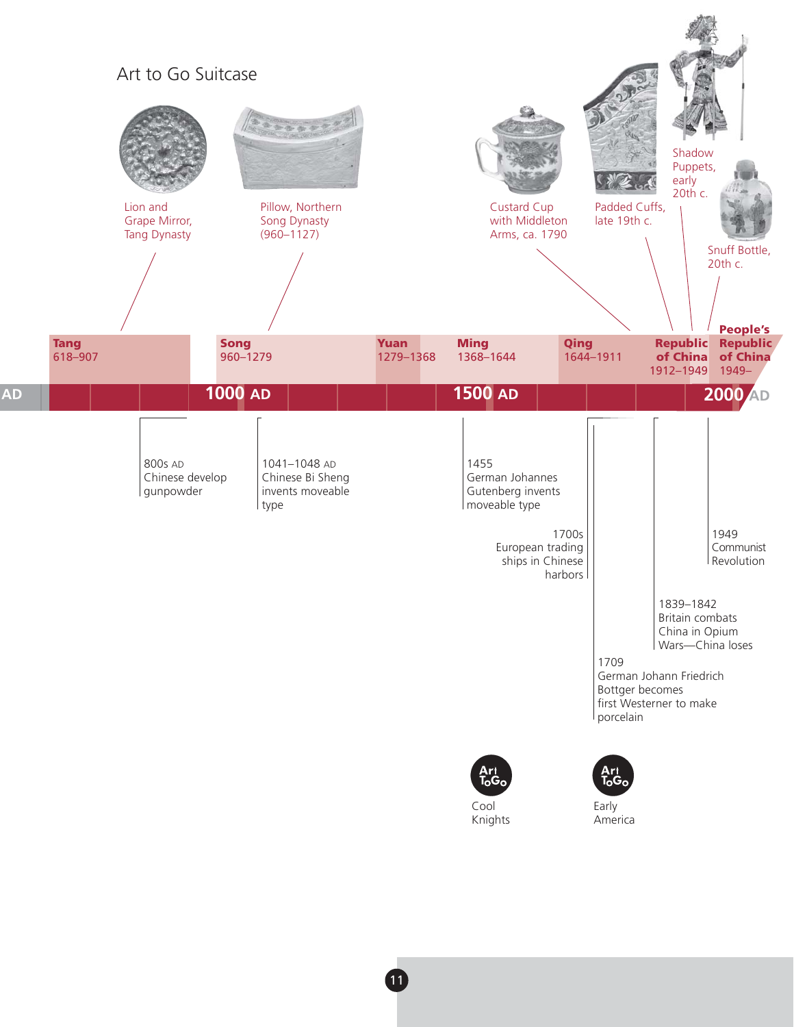## Art to Go Suitcase

Lion and Grape Mirror, Tang Dynasty

Pillow, Northern Song Dynasty (960–1127)

Custard Cup with Middleton Arms, ca. 1790

Padded Cuffs, late 19th c.

Shadow Puppets, early 20th c.

Snuff Bottle, 20th c.

**Tang** 618–907

**Song** 960–1279

**Yuan** 1279–1368

**Ming** 1368–1644

**Qing** 1644–1911

**Republic of China** 1912–1949

**People's Republic of China** 1949–

AD | **1000 AD** | **1500 AD** | **2000 AD**

800s AD Chinese develop gunpowder

1041–1048 AD Chinese Bi Sheng invents moveable type

1455 German Johannes Gutenberg invents moveable type

1700s European trading ships in Chinese harbors

1709 German Johann Friedrich Bottger becomes first Westerner to make porcelain

1839–1842 Britain combats China in Opium Wars—China loses

1949 Communist Revolution

Art To Go: Cool Knights

Art To Go: Early America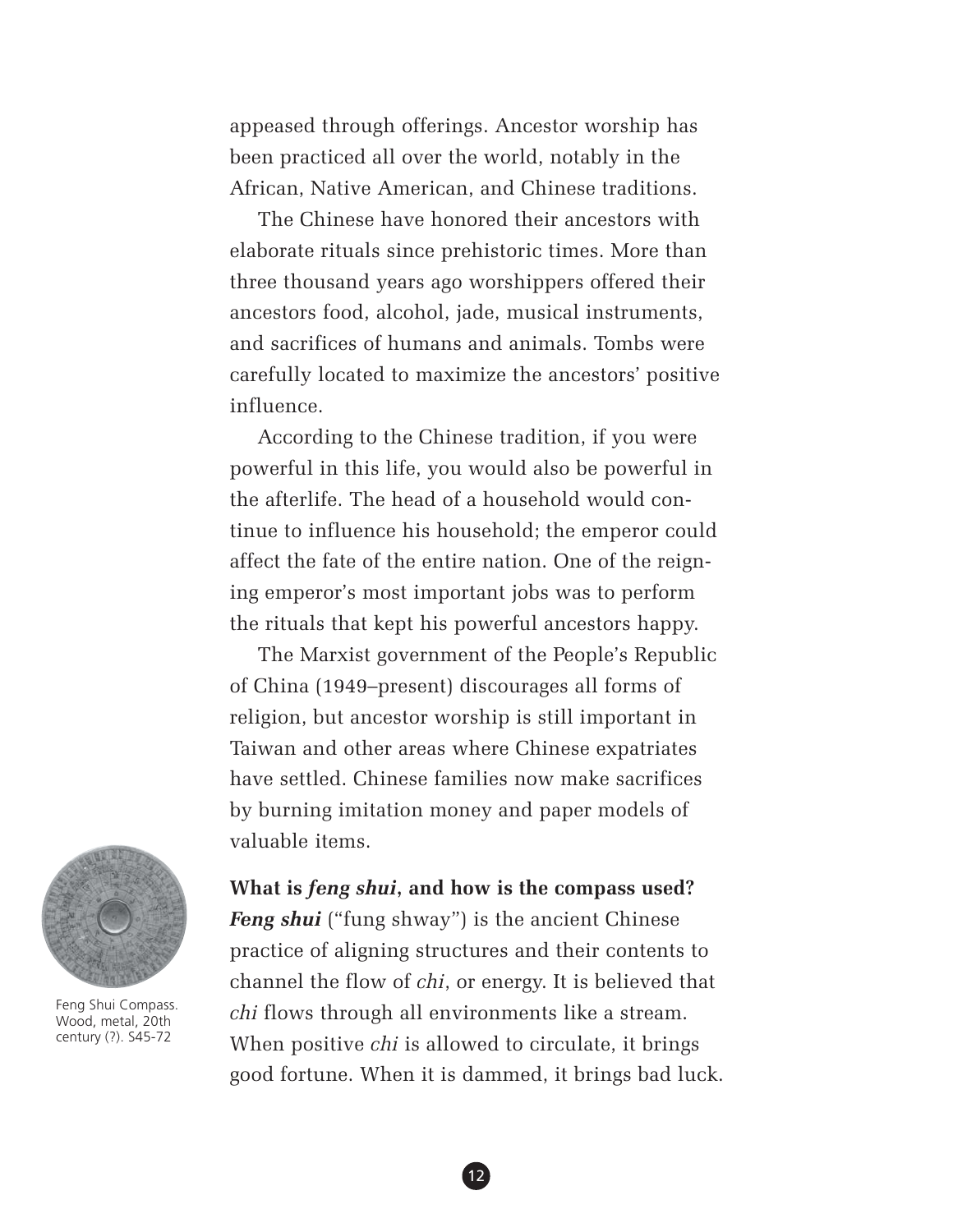appeased through offerings. Ancestor worship has been practiced all over the world, notably in the African, Native American, and Chinese traditions.

The Chinese have honored their ancestors with elaborate rituals since prehistoric times. More than three thousand years ago worshippers offered their ancestors food, alcohol, jade, musical instruments, and sacrifices of humans and animals. Tombs were carefully located to maximize the ancestors' positive influence.

According to the Chinese tradition, if you were powerful in this life, you would also be powerful in the afterlife. The head of a household would continue to influence his household; the emperor could affect the fate of the entire nation. One of the reigning emperor's most important jobs was to perform the rituals that kept his powerful ancestors happy.

The Marxist government of the People's Republic of China (1949–present) discourages all forms of religion, but ancestor worship is still important in Taiwan and other areas where Chinese expatriates have settled. Chinese families now make sacrifices by burning imitation money and paper models of valuable items.

Feng Shui Compass. Wood, metal, 20th century (?). S45-72

**What is *feng shui*, and how is the compass used?**

***Feng shui*** ("fung shway") is the ancient Chinese practice of aligning structures and their contents to channel the flow of *chi*, or energy. It is believed that *chi* flows through all environments like a stream. When positive *chi* is allowed to circulate, it brings good fortune. When it is dammed, it brings bad luck.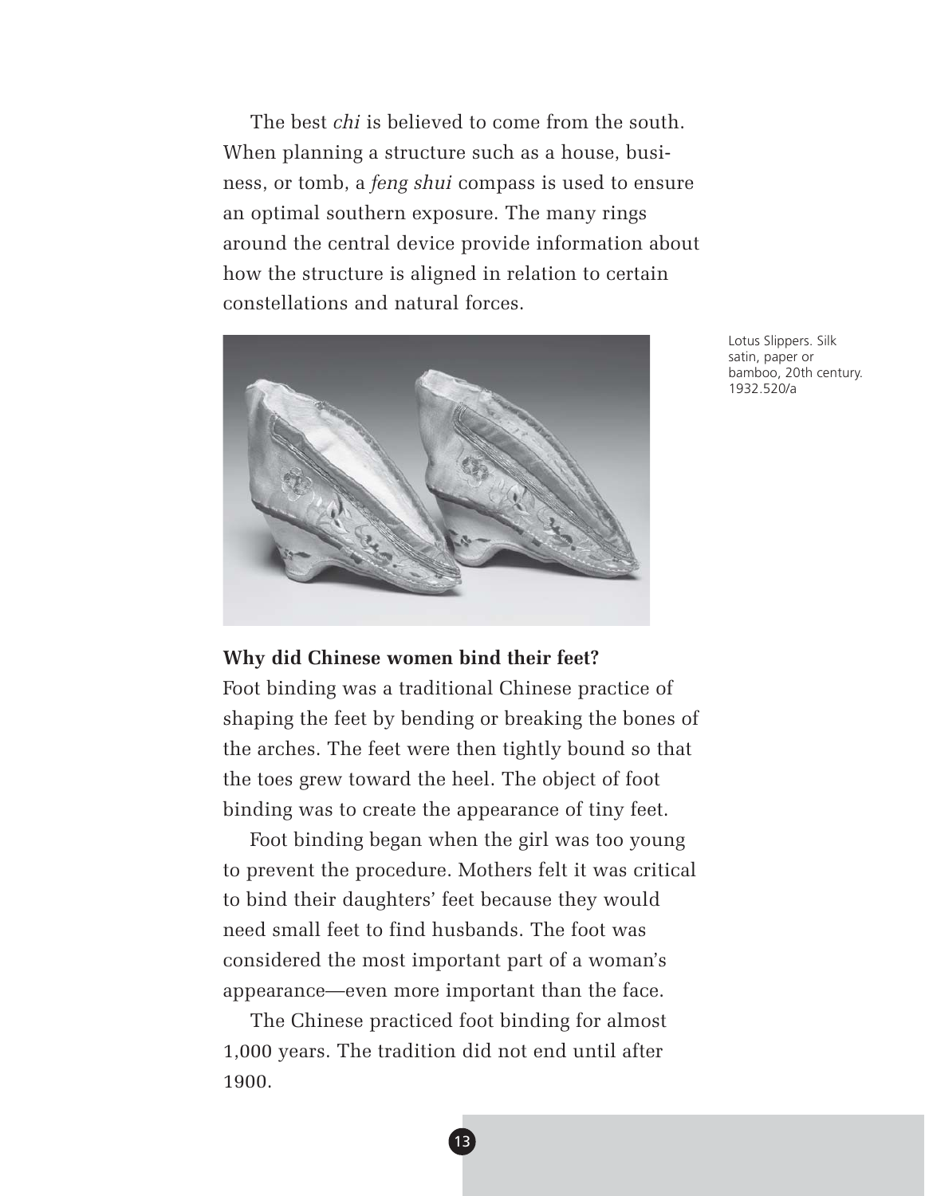The best *chi* is believed to come from the south. When planning a structure such as a house, business, or tomb, a *feng shui* compass is used to ensure an optimal southern exposure. The many rings around the central device provide information about how the structure is aligned in relation to certain constellations and natural forces.

Lotus Slippers. Silk satin, paper or bamboo, 20th century. 1932.520/a

**Why did Chinese women bind their feet?**

Foot binding was a traditional Chinese practice of shaping the feet by bending or breaking the bones of the arches. The feet were then tightly bound so that the toes grew toward the heel. The object of foot binding was to create the appearance of tiny feet.

Foot binding began when the girl was too young to prevent the procedure. Mothers felt it was critical to bind their daughters' feet because they would need small feet to find husbands. The foot was considered the most important part of a woman's appearance—even more important than the face.

The Chinese practiced foot binding for almost 1,000 years. The tradition did not end until after 1900.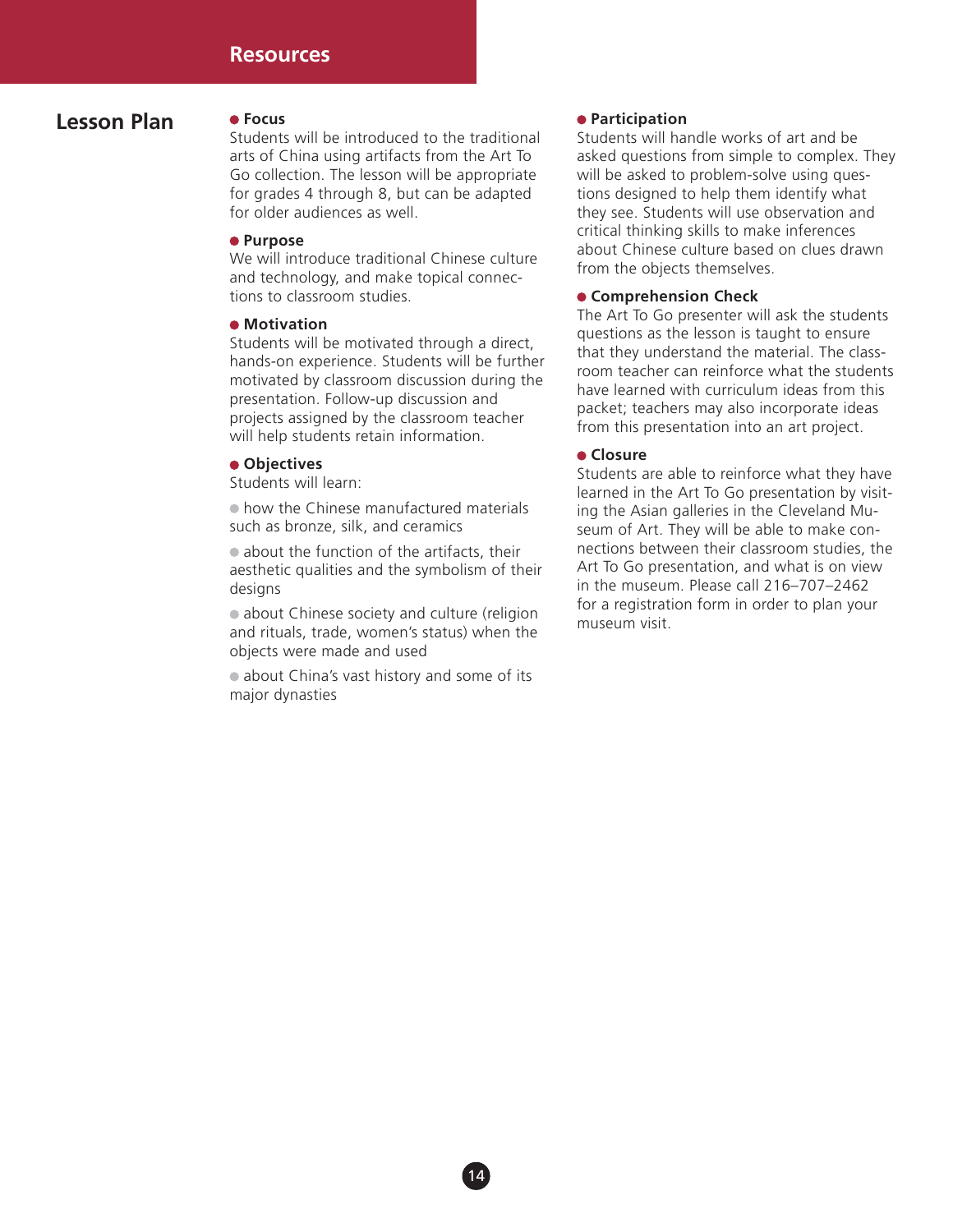# Resources

## Lesson Plan

### Focus

Students will be introduced to the traditional arts of China using artifacts from the Art To Go collection. The lesson will be appropriate for grades 4 through 8, but can be adapted for older audiences as well.

### Purpose

We will introduce traditional Chinese culture and technology, and make topical connections to classroom studies.

### Motivation

Students will be motivated through a direct, hands-on experience. Students will be further motivated by classroom discussion during the presentation. Follow-up discussion and projects assigned by the classroom teacher will help students retain information.

### Objectives

Students will learn:

- how the Chinese manufactured materials such as bronze, silk, and ceramics
- about the function of the artifacts, their aesthetic qualities and the symbolism of their designs
- about Chinese society and culture (religion and rituals, trade, women's status) when the objects were made and used
- about China's vast history and some of its major dynasties

### Participation

Students will handle works of art and be asked questions from simple to complex. They will be asked to problem-solve using questions designed to help them identify what they see. Students will use observation and critical thinking skills to make inferences about Chinese culture based on clues drawn from the objects themselves.

### Comprehension Check

The Art To Go presenter will ask the students questions as the lesson is taught to ensure that they understand the material. The classroom teacher can reinforce what the students have learned with curriculum ideas from this packet; teachers may also incorporate ideas from this presentation into an art project.

### Closure

Students are able to reinforce what they have learned in the Art To Go presentation by visiting the Asian galleries in the Cleveland Museum of Art. They will be able to make connections between their classroom studies, the Art To Go presentation, and what is on view in the museum. Please call 216–707–2462 for a registration form in order to plan your museum visit.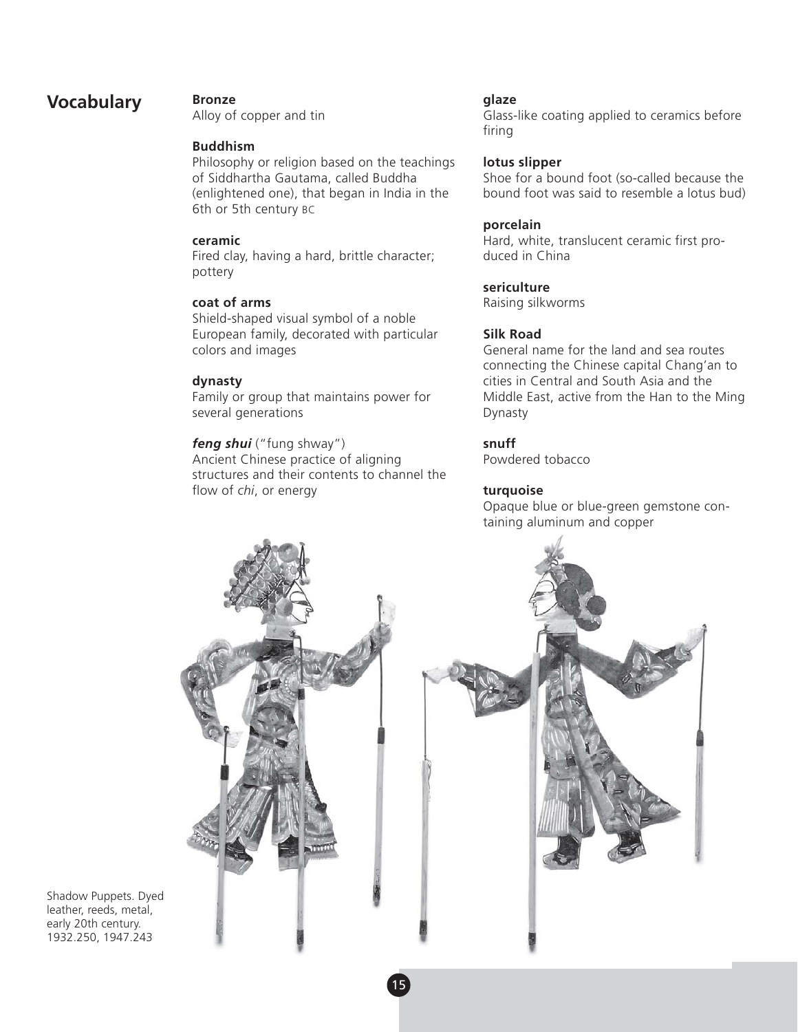## Vocabulary

**Bronze**
Alloy of copper and tin

**Buddhism**
Philosophy or religion based on the teachings of Siddhartha Gautama, called Buddha (enlightened one), that began in India in the 6th or 5th century BC

**ceramic**
Fired clay, having a hard, brittle character; pottery

**coat of arms**
Shield-shaped visual symbol of a noble European family, decorated with particular colors and images

**dynasty**
Family or group that maintains power for several generations

***feng shui*** ("fung shway")
Ancient Chinese practice of aligning structures and their contents to channel the flow of *chi*, or energy

**glaze**
Glass-like coating applied to ceramics before firing

**lotus slipper**
Shoe for a bound foot (so-called because the bound foot was said to resemble a lotus bud)

**porcelain**
Hard, white, translucent ceramic first produced in China

**sericulture**
Raising silkworms

**Silk Road**
General name for the land and sea routes connecting the Chinese capital Chang'an to cities in Central and South Asia and the Middle East, active from the Han to the Ming Dynasty

**snuff**
Powdered tobacco

**turquoise**
Opaque blue or blue-green gemstone containing aluminum and copper

Shadow Puppets. Dyed leather, reeds, metal, early 20th century. 1932.250, 1947.243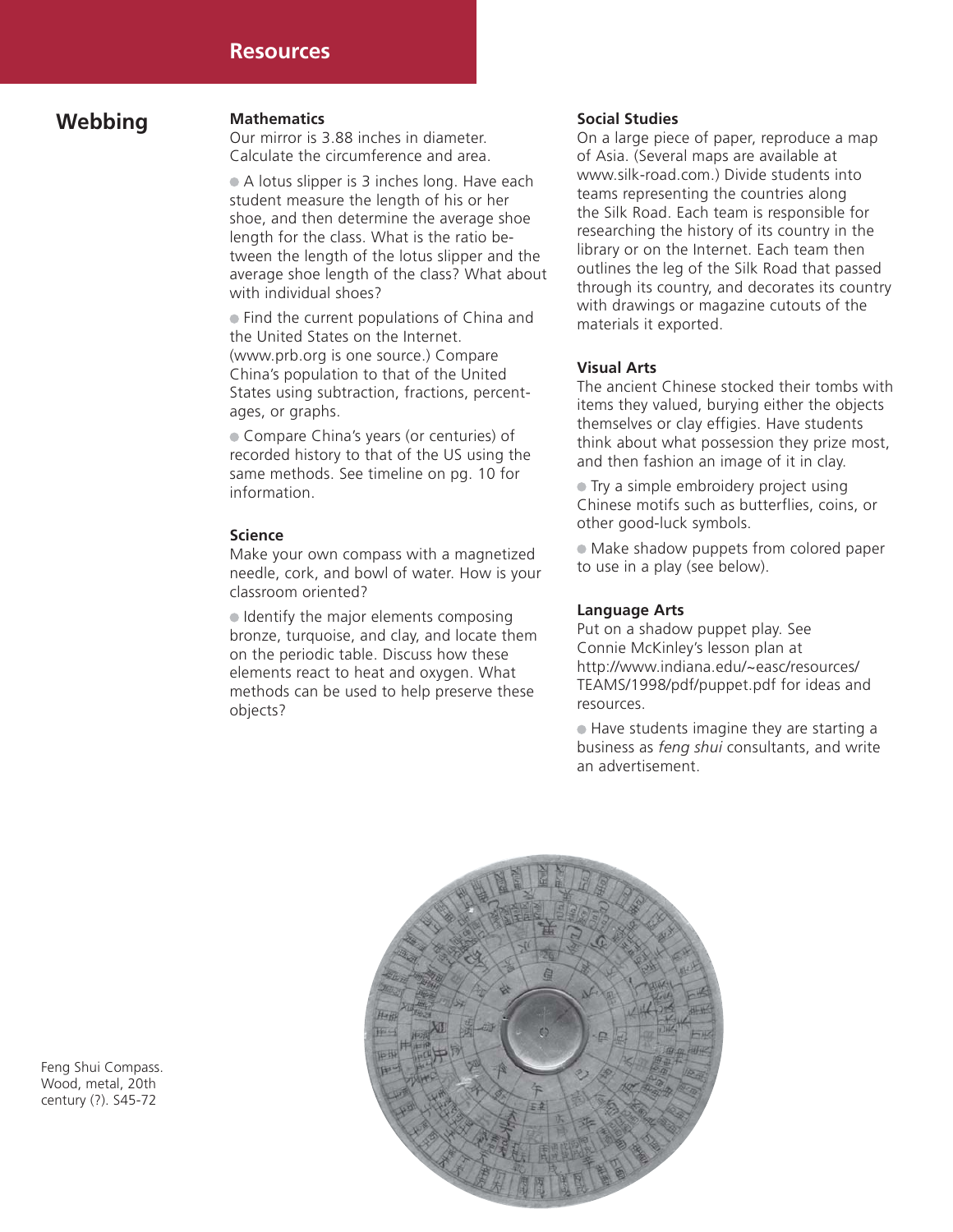## Resources

### Webbing

**Mathematics**
Our mirror is 3.88 inches in diameter. Calculate the circumference and area.

- A lotus slipper is 3 inches long. Have each student measure the length of his or her shoe, and then determine the average shoe length for the class. What is the ratio between the length of the lotus slipper and the average shoe length of the class? What about with individual shoes?
- Find the current populations of China and the United States on the Internet. (www.prb.org is one source.) Compare China's population to that of the United States using subtraction, fractions, percentages, or graphs.
- Compare China's years (or centuries) of recorded history to that of the US using the same methods. See timeline on pg. 10 for information.

**Science**
Make your own compass with a magnetized needle, cork, and bowl of water. How is your classroom oriented?

- Identify the major elements composing bronze, turquoise, and clay, and locate them on the periodic table. Discuss how these elements react to heat and oxygen. What methods can be used to help preserve these objects?

**Social Studies**
On a large piece of paper, reproduce a map of Asia. (Several maps are available at www.silk-road.com.) Divide students into teams representing the countries along the Silk Road. Each team is responsible for researching the history of its country in the library or on the Internet. Each team then outlines the leg of the Silk Road that passed through its country, and decorates its country with drawings or magazine cutouts of the materials it exported.

**Visual Arts**
The ancient Chinese stocked their tombs with items they valued, burying either the objects themselves or clay effigies. Have students think about what possession they prize most, and then fashion an image of it in clay.

- Try a simple embroidery project using Chinese motifs such as butterflies, coins, or other good-luck symbols.
- Make shadow puppets from colored paper to use in a play (see below).

**Language Arts**
Put on a shadow puppet play. See Connie McKinley's lesson plan at http://www.indiana.edu/~easc/resources/TEAMS/1998/pdf/puppet.pdf for ideas and resources.

- Have students imagine they are starting a business as *feng shui* consultants, and write an advertisement.

Feng Shui Compass. Wood, metal, 20th century (?). S45-72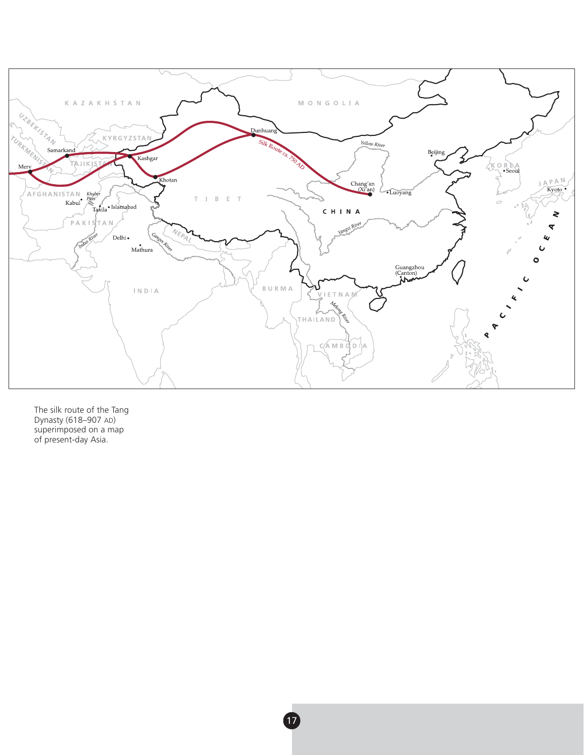The silk route of the Tang Dynasty (618–907 AD) superimposed on a map of present-day Asia.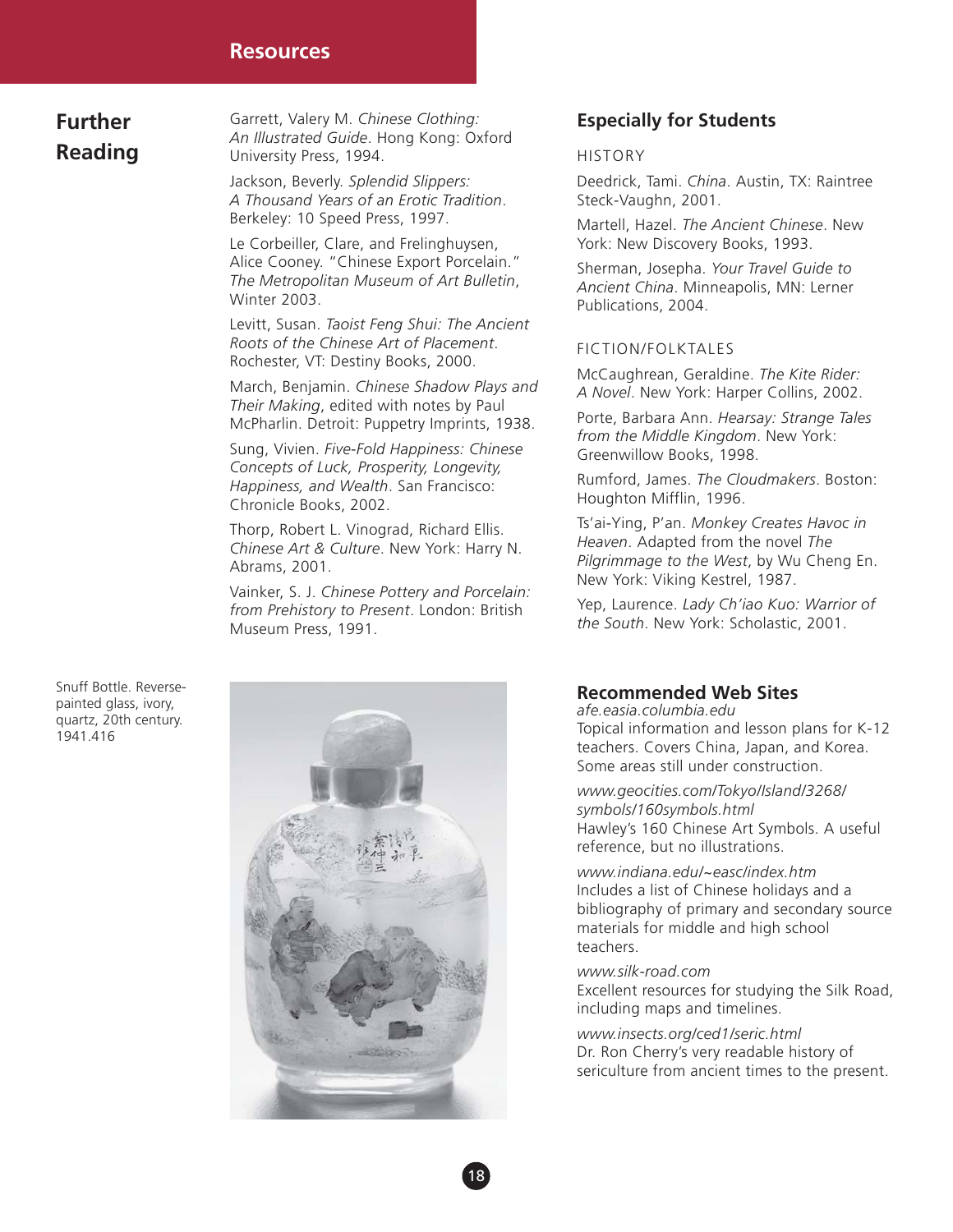# Resources

## Further Reading

Garrett, Valery M. *Chinese Clothing: An Illustrated Guide*. Hong Kong: Oxford University Press, 1994.

Jackson, Beverly. *Splendid Slippers: A Thousand Years of an Erotic Tradition*. Berkeley: 10 Speed Press, 1997.

Le Corbeiller, Clare, and Frelinghuysen, Alice Cooney. "Chinese Export Porcelain." *The Metropolitan Museum of Art Bulletin*, Winter 2003.

Levitt, Susan. *Taoist Feng Shui: The Ancient Roots of the Chinese Art of Placement*. Rochester, VT: Destiny Books, 2000.

March, Benjamin. *Chinese Shadow Plays and Their Making*, edited with notes by Paul McPharlin. Detroit: Puppetry Imprints, 1938.

Sung, Vivien. *Five-Fold Happiness: Chinese Concepts of Luck, Prosperity, Longevity, Happiness, and Wealth*. San Francisco: Chronicle Books, 2002.

Thorp, Robert L. Vinograd, Richard Ellis. *Chinese Art & Culture*. New York: Harry N. Abrams, 2001.

Vainker, S. J. *Chinese Pottery and Porcelain: from Prehistory to Present*. London: British Museum Press, 1991.

Snuff Bottle. Reverse-painted glass, ivory, quartz, 20th century. 1941.416

## Especially for Students

### HISTORY

Deedrick, Tami. *China*. Austin, TX: Raintree Steck-Vaughn, 2001.

Martell, Hazel. *The Ancient Chinese*. New York: New Discovery Books, 1993.

Sherman, Josepha. *Your Travel Guide to Ancient China*. Minneapolis, MN: Lerner Publications, 2004.

### FICTION/FOLKTALES

McCaughrean, Geraldine. *The Kite Rider: A Novel*. New York: Harper Collins, 2002.

Porte, Barbara Ann. *Hearsay: Strange Tales from the Middle Kingdom*. New York: Greenwillow Books, 1998.

Rumford, James. *The Cloudmakers*. Boston: Houghton Mifflin, 1996.

Ts'ai-Ying, P'an. *Monkey Creates Havoc in Heaven*. Adapted from the novel *The Pilgrimmage to the West*, by Wu Cheng En. New York: Viking Kestrel, 1987.

Yep, Laurence. *Lady Ch'iao Kuo: Warrior of the South*. New York: Scholastic, 2001.

## Recommended Web Sites

*afe.easia.columbia.edu*
Topical information and lesson plans for K-12 teachers. Covers China, Japan, and Korea. Some areas still under construction.

*www.geocities.com/Tokyo/Island/3268/symbols/160symbols.html*
Hawley's 160 Chinese Art Symbols. A useful reference, but no illustrations.

*www.indiana.edu/~easc/index.htm*
Includes a list of Chinese holidays and a bibliography of primary and secondary source materials for middle and high school teachers.

*www.silk-road.com*
Excellent resources for studying the Silk Road, including maps and timelines.

*www.insects.org/ced1/seric.html*
Dr. Ron Cherry's very readable history of sericulture from ancient times to the present.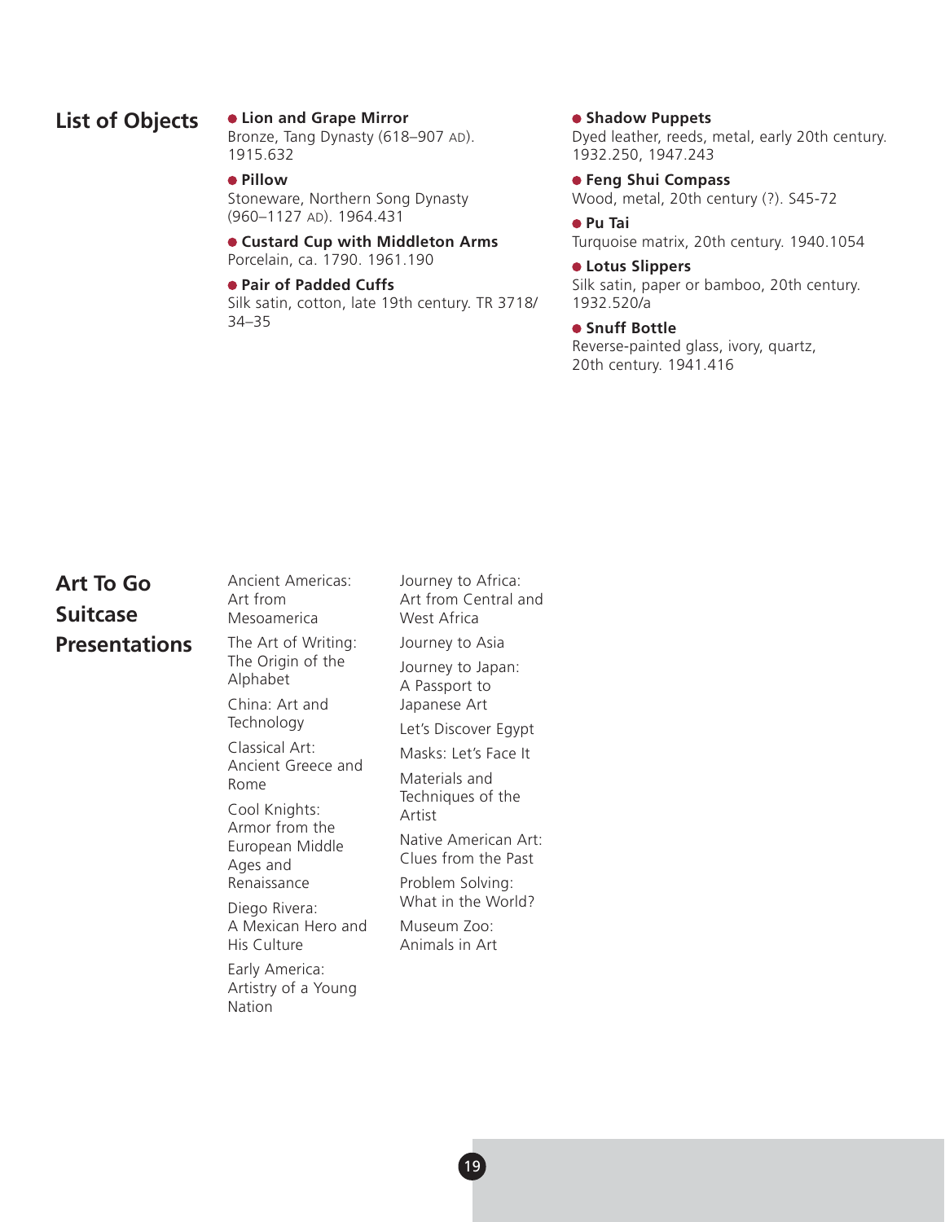## List of Objects

- **Lion and Grape Mirror**
  Bronze, Tang Dynasty (618–907 AD). 1915.632
- **Pillow**
  Stoneware, Northern Song Dynasty (960–1127 AD). 1964.431
- **Custard Cup with Middleton Arms**
  Porcelain, ca. 1790. 1961.190
- **Pair of Padded Cuffs**
  Silk satin, cotton, late 19th century. TR 3718/34–35
- **Shadow Puppets**
  Dyed leather, reeds, metal, early 20th century. 1932.250, 1947.243
- **Feng Shui Compass**
  Wood, metal, 20th century (?). S45-72
- **Pu Tai**
  Turquoise matrix, 20th century. 1940.1054
- **Lotus Slippers**
  Silk satin, paper or bamboo, 20th century. 1932.520/a
- **Snuff Bottle**
  Reverse-painted glass, ivory, quartz, 20th century. 1941.416

## Art To Go Suitcase Presentations

Ancient Americas: Art from Mesoamerica

The Art of Writing: The Origin of the Alphabet

China: Art and Technology

Classical Art: Ancient Greece and Rome

Cool Knights: Armor from the European Middle Ages and Renaissance

Diego Rivera: A Mexican Hero and His Culture

Early America: Artistry of a Young Nation

Journey to Africa: Art from Central and West Africa

Journey to Asia

Journey to Japan: A Passport to Japanese Art

Let's Discover Egypt

Masks: Let's Face It

Materials and Techniques of the Artist

Native American Art: Clues from the Past

Problem Solving: What in the World?

Museum Zoo: Animals in Art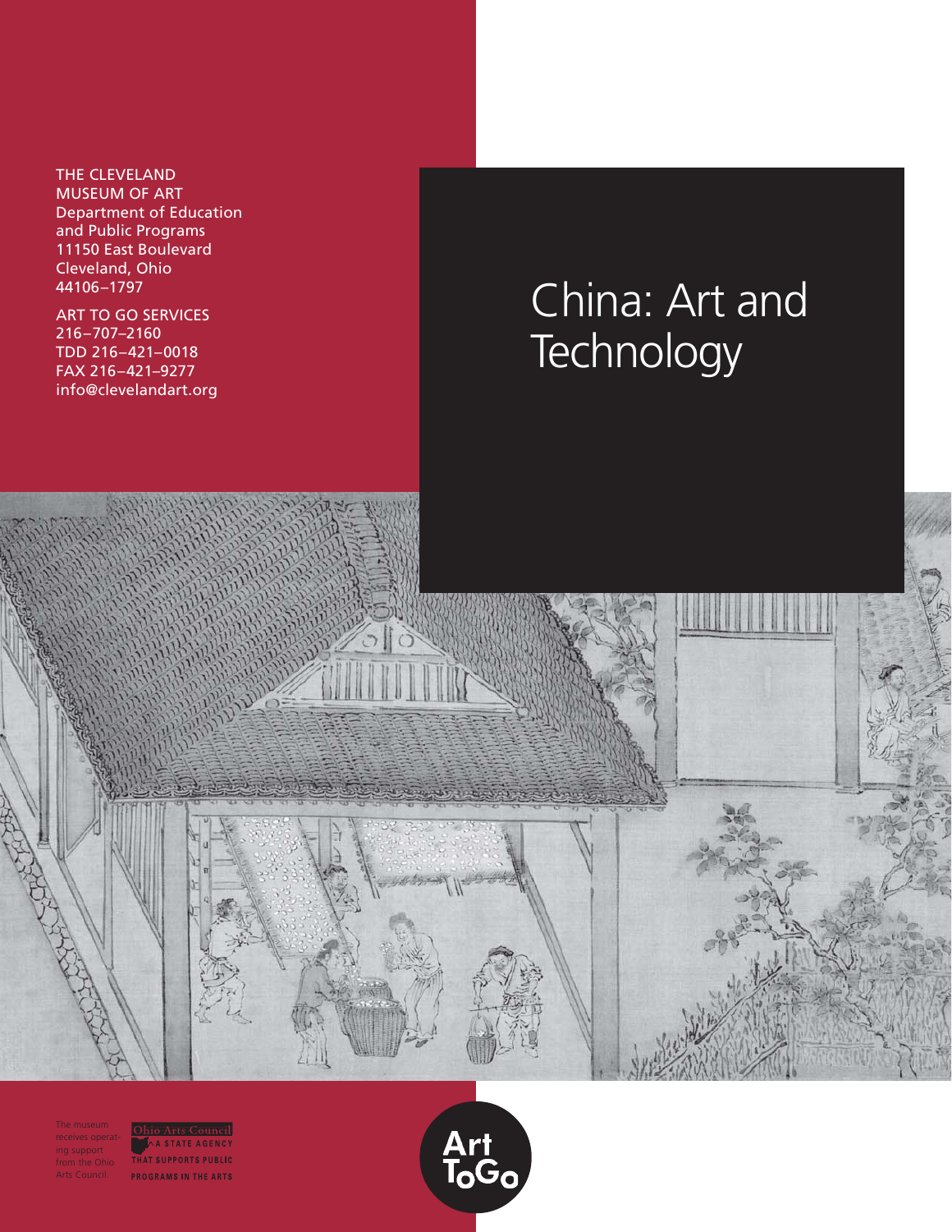THE CLEVELAND MUSEUM OF ART
Department of Education and Public Programs
11150 East Boulevard
Cleveland, Ohio
44106–1797

ART TO GO SERVICES
216–707–2160
TDD 216–421–0018
FAX 216–421–9277
info@clevelandart.org

# China: Art and Technology

The museum receives operating support from the Ohio Arts Council.

Ohio Arts Council
A STATE AGENCY THAT SUPPORTS PUBLIC PROGRAMS IN THE ARTS

Art To Go